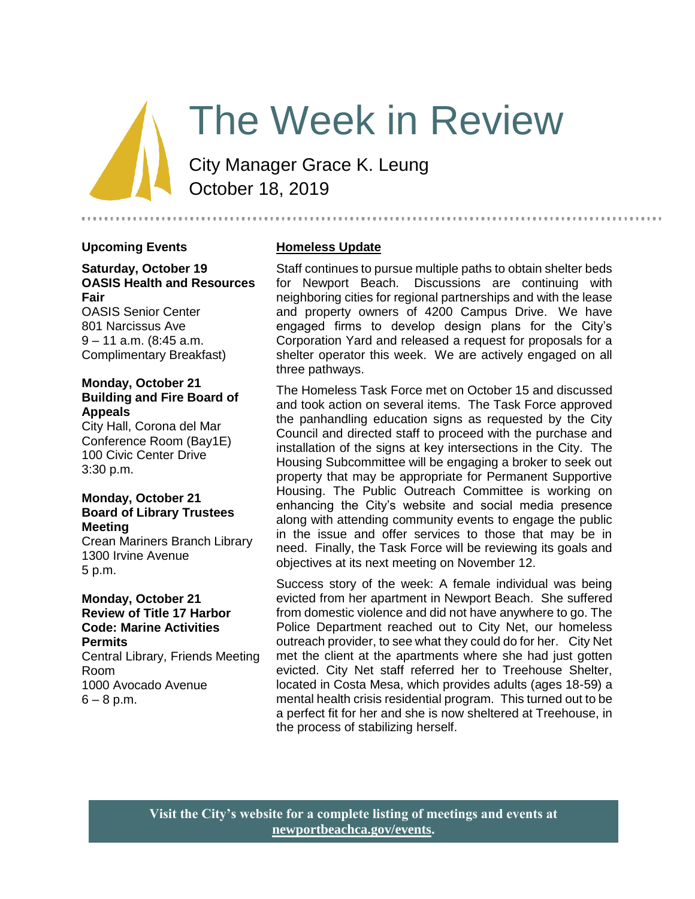# The Week in Review

City Manager Grace K. Leung
October 18, 2019

## Upcoming Events

**Saturday, October 19**
**OASIS Health and Resources Fair**
OASIS Senior Center
801 Narcissus Ave
9 – 11 a.m. (8:45 a.m. Complimentary Breakfast)

**Monday, October 21**
**Building and Fire Board of Appeals**
City Hall, Corona del Mar Conference Room (Bay1E)
100 Civic Center Drive
3:30 p.m.

**Monday, October 21**
**Board of Library Trustees Meeting**
Crean Mariners Branch Library
1300 Irvine Avenue
5 p.m.

**Monday, October 21**
**Review of Title 17 Harbor Code: Marine Activities Permits**
Central Library, Friends Meeting Room
1000 Avocado Avenue
6 – 8 p.m.

## Homeless Update

Staff continues to pursue multiple paths to obtain shelter beds for Newport Beach. Discussions are continuing with neighboring cities for regional partnerships and with the lease and property owners of 4200 Campus Drive. We have engaged firms to develop design plans for the City's Corporation Yard and released a request for proposals for a shelter operator this week. We are actively engaged on all three pathways.

The Homeless Task Force met on October 15 and discussed and took action on several items. The Task Force approved the panhandling education signs as requested by the City Council and directed staff to proceed with the purchase and installation of the signs at key intersections in the City. The Housing Subcommittee will be engaging a broker to seek out property that may be appropriate for Permanent Supportive Housing. The Public Outreach Committee is working on enhancing the City's website and social media presence along with attending community events to engage the public in the issue and offer services to those that may be in need. Finally, the Task Force will be reviewing its goals and objectives at its next meeting on November 12.

Success story of the week: A female individual was being evicted from her apartment in Newport Beach. She suffered from domestic violence and did not have anywhere to go. The Police Department reached out to City Net, our homeless outreach provider, to see what they could do for her. City Net met the client at the apartments where she had just gotten evicted. City Net staff referred her to Treehouse Shelter, located in Costa Mesa, which provides adults (ages 18-59) a mental health crisis residential program. This turned out to be a perfect fit for her and she is now sheltered at Treehouse, in the process of stabilizing herself.

**Visit the City's website for a complete listing of meetings and events at newportbeachca.gov/events.**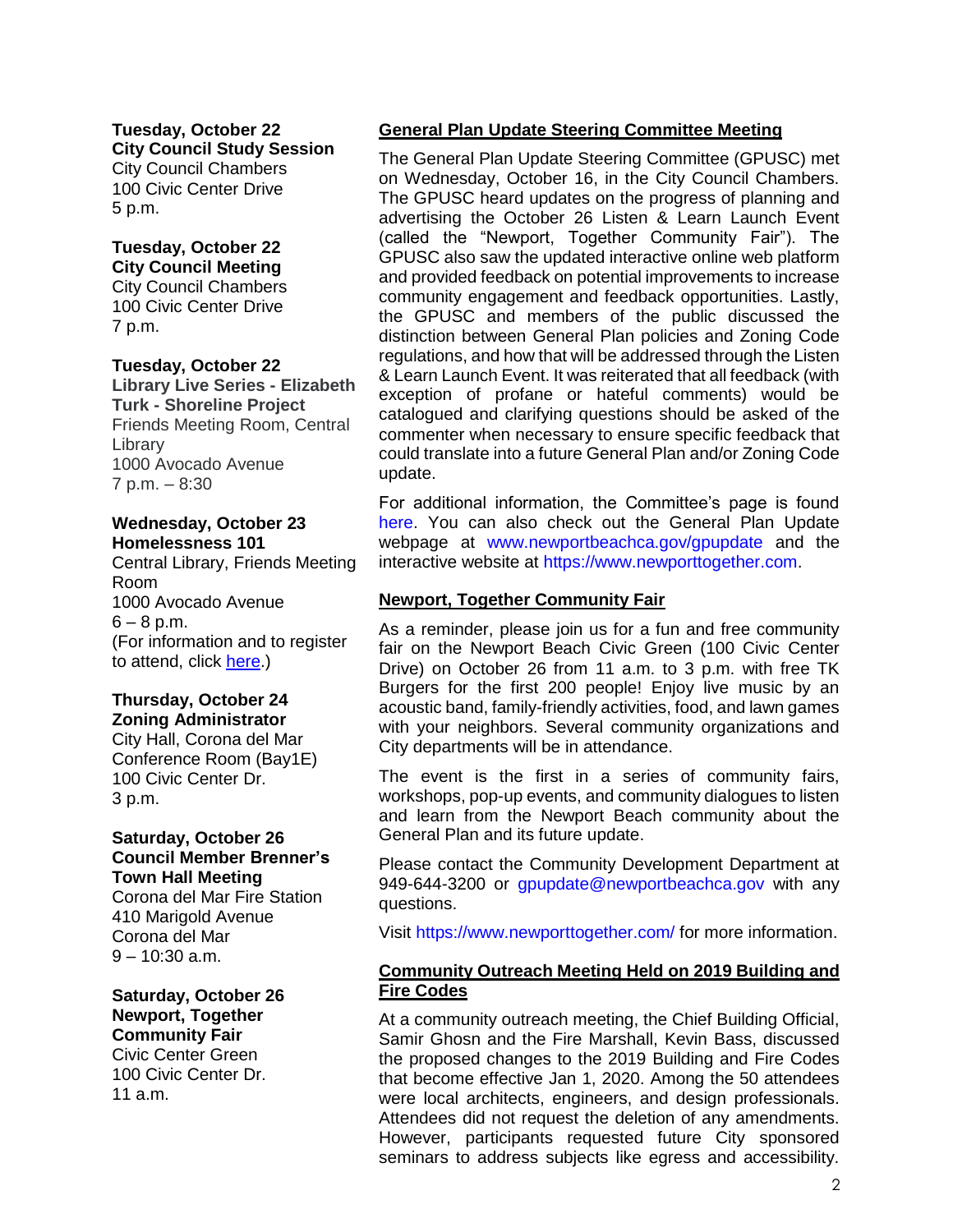**Tuesday, October 22**
**City Council Study Session**
City Council Chambers
100 Civic Center Drive
5 p.m.

**Tuesday, October 22**
**City Council Meeting**
City Council Chambers
100 Civic Center Drive
7 p.m.

**Tuesday, October 22**
**Library Live Series - Elizabeth Turk - Shoreline Project**
Friends Meeting Room, Central Library
1000 Avocado Avenue
7 p.m. – 8:30

**Wednesday, October 23**
**Homelessness 101**
Central Library, Friends Meeting Room
1000 Avocado Avenue
6 – 8 p.m.
(For information and to register to attend, click here.)

**Thursday, October 24**
**Zoning Administrator**
City Hall, Corona del Mar Conference Room (Bay1E)
100 Civic Center Dr.
3 p.m.

**Saturday, October 26**
**Council Member Brenner's Town Hall Meeting**
Corona del Mar Fire Station
410 Marigold Avenue
Corona del Mar
9 – 10:30 a.m.

**Saturday, October 26**
**Newport, Together Community Fair**
Civic Center Green
100 Civic Center Dr.
11 a.m.

## General Plan Update Steering Committee Meeting

The General Plan Update Steering Committee (GPUSC) met on Wednesday, October 16, in the City Council Chambers. The GPUSC heard updates on the progress of planning and advertising the October 26 Listen & Learn Launch Event (called the "Newport, Together Community Fair"). The GPUSC also saw the updated interactive online web platform and provided feedback on potential improvements to increase community engagement and feedback opportunities. Lastly, the GPUSC and members of the public discussed the distinction between General Plan policies and Zoning Code regulations, and how that will be addressed through the Listen & Learn Launch Event. It was reiterated that all feedback (with exception of profane or hateful comments) would be catalogued and clarifying questions should be asked of the commenter when necessary to ensure specific feedback that could translate into a future General Plan and/or Zoning Code update.

For additional information, the Committee's page is found here. You can also check out the General Plan Update webpage at www.newportbeachca.gov/gpupdate and the interactive website at https://www.newporttogether.com.

## Newport, Together Community Fair

As a reminder, please join us for a fun and free community fair on the Newport Beach Civic Green (100 Civic Center Drive) on October 26 from 11 a.m. to 3 p.m. with free TK Burgers for the first 200 people! Enjoy live music by an acoustic band, family-friendly activities, food, and lawn games with your neighbors. Several community organizations and City departments will be in attendance.

The event is the first in a series of community fairs, workshops, pop-up events, and community dialogues to listen and learn from the Newport Beach community about the General Plan and its future update.

Please contact the Community Development Department at 949-644-3200 or gpupdate@newportbeachca.gov with any questions.

Visit https://www.newporttogether.com/ for more information.

## Community Outreach Meeting Held on 2019 Building and Fire Codes

At a community outreach meeting, the Chief Building Official, Samir Ghosn and the Fire Marshall, Kevin Bass, discussed the proposed changes to the 2019 Building and Fire Codes that become effective Jan 1, 2020. Among the 50 attendees were local architects, engineers, and design professionals. Attendees did not request the deletion of any amendments. However, participants requested future City sponsored seminars to address subjects like egress and accessibility.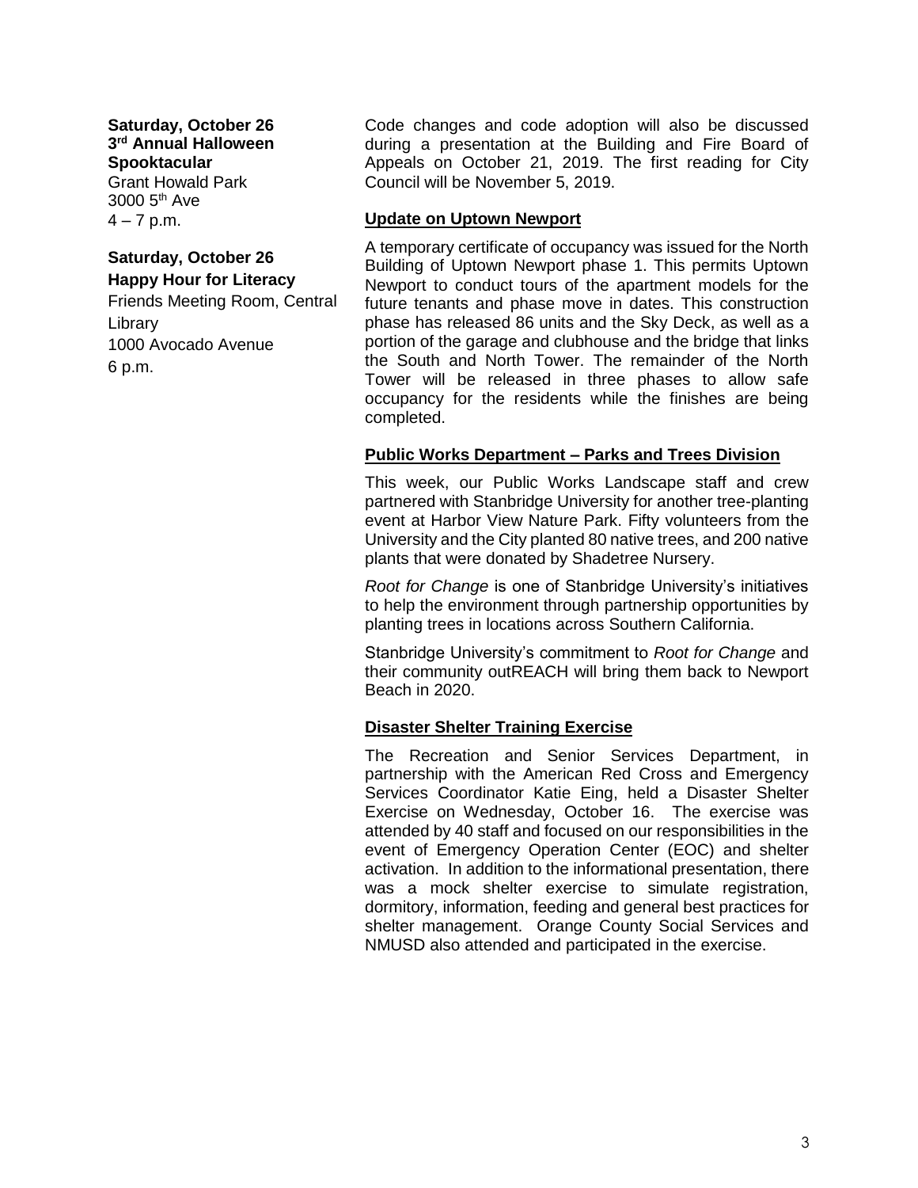**Saturday, October 26**
**3rd Annual Halloween Spooktacular**
Grant Howald Park
3000 5th Ave
4 – 7 p.m.

**Saturday, October 26**
**Happy Hour for Literacy**
Friends Meeting Room, Central Library
1000 Avocado Avenue
6 p.m.

Code changes and code adoption will also be discussed during a presentation at the Building and Fire Board of Appeals on October 21, 2019. The first reading for City Council will be November 5, 2019.

**Update on Uptown Newport**

A temporary certificate of occupancy was issued for the North Building of Uptown Newport phase 1. This permits Uptown Newport to conduct tours of the apartment models for the future tenants and phase move in dates. This construction phase has released 86 units and the Sky Deck, as well as a portion of the garage and clubhouse and the bridge that links the South and North Tower. The remainder of the North Tower will be released in three phases to allow safe occupancy for the residents while the finishes are being completed.

**Public Works Department – Parks and Trees Division**

This week, our Public Works Landscape staff and crew partnered with Stanbridge University for another tree-planting event at Harbor View Nature Park. Fifty volunteers from the University and the City planted 80 native trees, and 200 native plants that were donated by Shadetree Nursery.

*Root for Change* is one of Stanbridge University's initiatives to help the environment through partnership opportunities by planting trees in locations across Southern California.

Stanbridge University's commitment to *Root for Change* and their community outREACH will bring them back to Newport Beach in 2020.

**Disaster Shelter Training Exercise**

The Recreation and Senior Services Department, in partnership with the American Red Cross and Emergency Services Coordinator Katie Eing, held a Disaster Shelter Exercise on Wednesday, October 16. The exercise was attended by 40 staff and focused on our responsibilities in the event of Emergency Operation Center (EOC) and shelter activation. In addition to the informational presentation, there was a mock shelter exercise to simulate registration, dormitory, information, feeding and general best practices for shelter management. Orange County Social Services and NMUSD also attended and participated in the exercise.